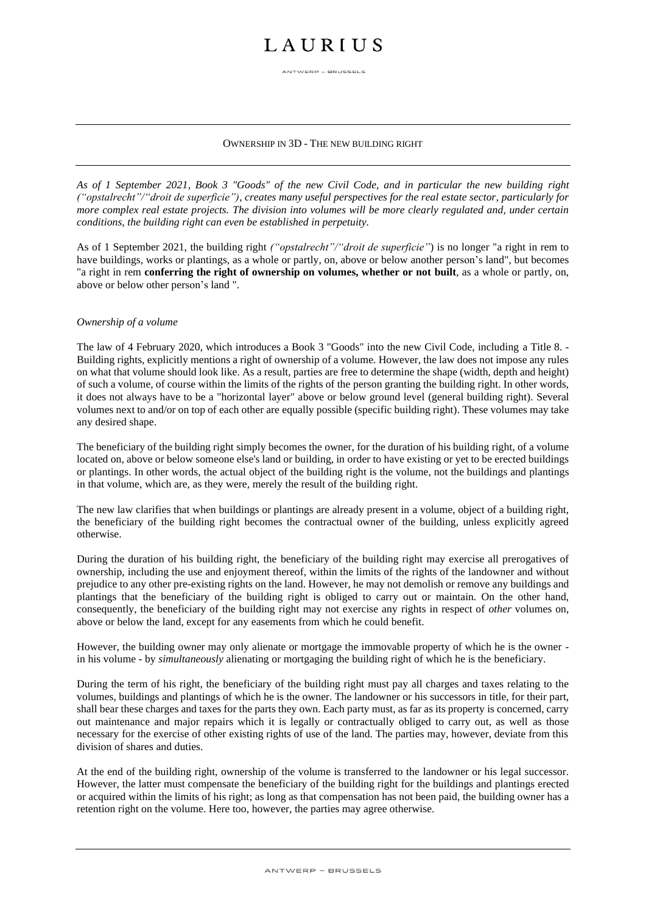# OWNERSHIP IN 3D - THE NEW BUILDING RIGHT

*As of 1 September 2021, Book 3 "Goods" of the new Civil Code, and in particular the new building right ("opstalrecht"/"droit de superficie"), creates many useful perspectives for the real estate sector, particularly for more complex real estate projects. The division into volumes will be more clearly regulated and, under certain conditions, the building right can even be established in perpetuity.*

As of 1 September 2021, the building right *("opstalrecht"/"droit de superficie")* is no longer "a right in rem to have buildings, works or plantings, as a whole or partly, on, above or below another person's land", but becomes "a right in rem **conferring the right of ownership on volumes, whether or not built**, as a whole or partly, on, above or below other person's land ".

*Ownership of a volume*

The law of 4 February 2020, which introduces a Book 3 "Goods" into the new Civil Code, including a Title 8. - Building rights, explicitly mentions a right of ownership of a volume. However, the law does not impose any rules on what that volume should look like. As a result, parties are free to determine the shape (width, depth and height) of such a volume, of course within the limits of the rights of the person granting the building right. In other words, it does not always have to be a "horizontal layer" above or below ground level (general building right). Several volumes next to and/or on top of each other are equally possible (specific building right). These volumes may take any desired shape.

The beneficiary of the building right simply becomes the owner, for the duration of his building right, of a volume located on, above or below someone else's land or building, in order to have existing or yet to be erected buildings or plantings. In other words, the actual object of the building right is the volume, not the buildings and plantings in that volume, which are, as they were, merely the result of the building right.

The new law clarifies that when buildings or plantings are already present in a volume, object of a building right, the beneficiary of the building right becomes the contractual owner of the building, unless explicitly agreed otherwise.

During the duration of his building right, the beneficiary of the building right may exercise all prerogatives of ownership, including the use and enjoyment thereof, within the limits of the rights of the landowner and without prejudice to any other pre-existing rights on the land. However, he may not demolish or remove any buildings and plantings that the beneficiary of the building right is obliged to carry out or maintain. On the other hand, consequently, the beneficiary of the building right may not exercise any rights in respect of *other* volumes on, above or below the land, except for any easements from which he could benefit.

However, the building owner may only alienate or mortgage the immovable property of which he is the owner - in his volume - by *simultaneously* alienating or mortgaging the building right of which he is the beneficiary.

During the term of his right, the beneficiary of the building right must pay all charges and taxes relating to the volumes, buildings and plantings of which he is the owner. The landowner or his successors in title, for their part, shall bear these charges and taxes for the parts they own. Each party must, as far as its property is concerned, carry out maintenance and major repairs which it is legally or contractually obliged to carry out, as well as those necessary for the exercise of other existing rights of use of the land. The parties may, however, deviate from this division of shares and duties.

At the end of the building right, ownership of the volume is transferred to the landowner or his legal successor. However, the latter must compensate the beneficiary of the building right for the buildings and plantings erected or acquired within the limits of his right; as long as that compensation has not been paid, the building owner has a retention right on the volume. Here too, however, the parties may agree otherwise.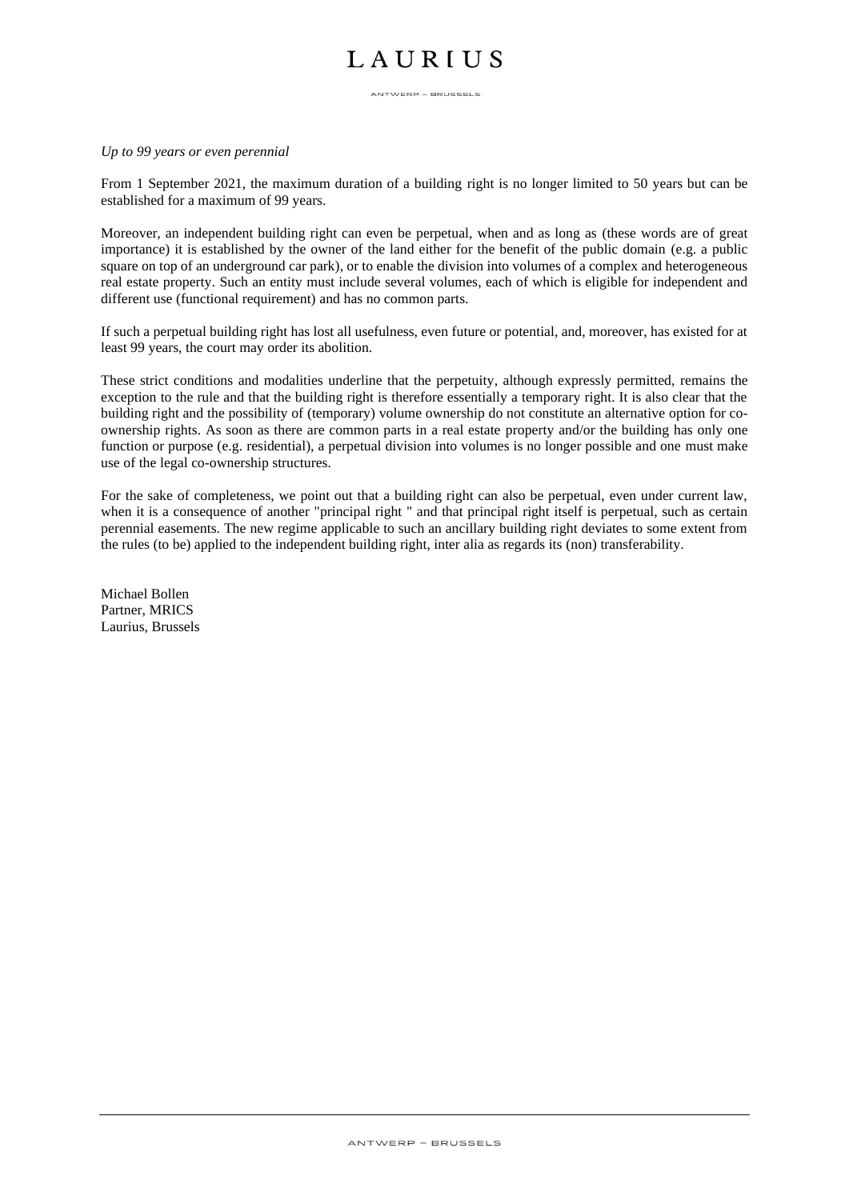*Up to 99 years or even perennial*

From 1 September 2021, the maximum duration of a building right is no longer limited to 50 years but can be established for a maximum of 99 years.

Moreover, an independent building right can even be perpetual, when and as long as (these words are of great importance) it is established by the owner of the land either for the benefit of the public domain (e.g. a public square on top of an underground car park), or to enable the division into volumes of a complex and heterogeneous real estate property. Such an entity must include several volumes, each of which is eligible for independent and different use (functional requirement) and has no common parts.

If such a perpetual building right has lost all usefulness, even future or potential, and, moreover, has existed for at least 99 years, the court may order its abolition.

These strict conditions and modalities underline that the perpetuity, although expressly permitted, remains the exception to the rule and that the building right is therefore essentially a temporary right. It is also clear that the building right and the possibility of (temporary) volume ownership do not constitute an alternative option for co-ownership rights. As soon as there are common parts in a real estate property and/or the building has only one function or purpose (e.g. residential), a perpetual division into volumes is no longer possible and one must make use of the legal co-ownership structures.

For the sake of completeness, we point out that a building right can also be perpetual, even under current law, when it is a consequence of another "principal right " and that principal right itself is perpetual, such as certain perennial easements. The new regime applicable to such an ancillary building right deviates to some extent from the rules (to be) applied to the independent building right, inter alia as regards its (non) transferability.

Michael Bollen
Partner, MRICS
Laurius, Brussels